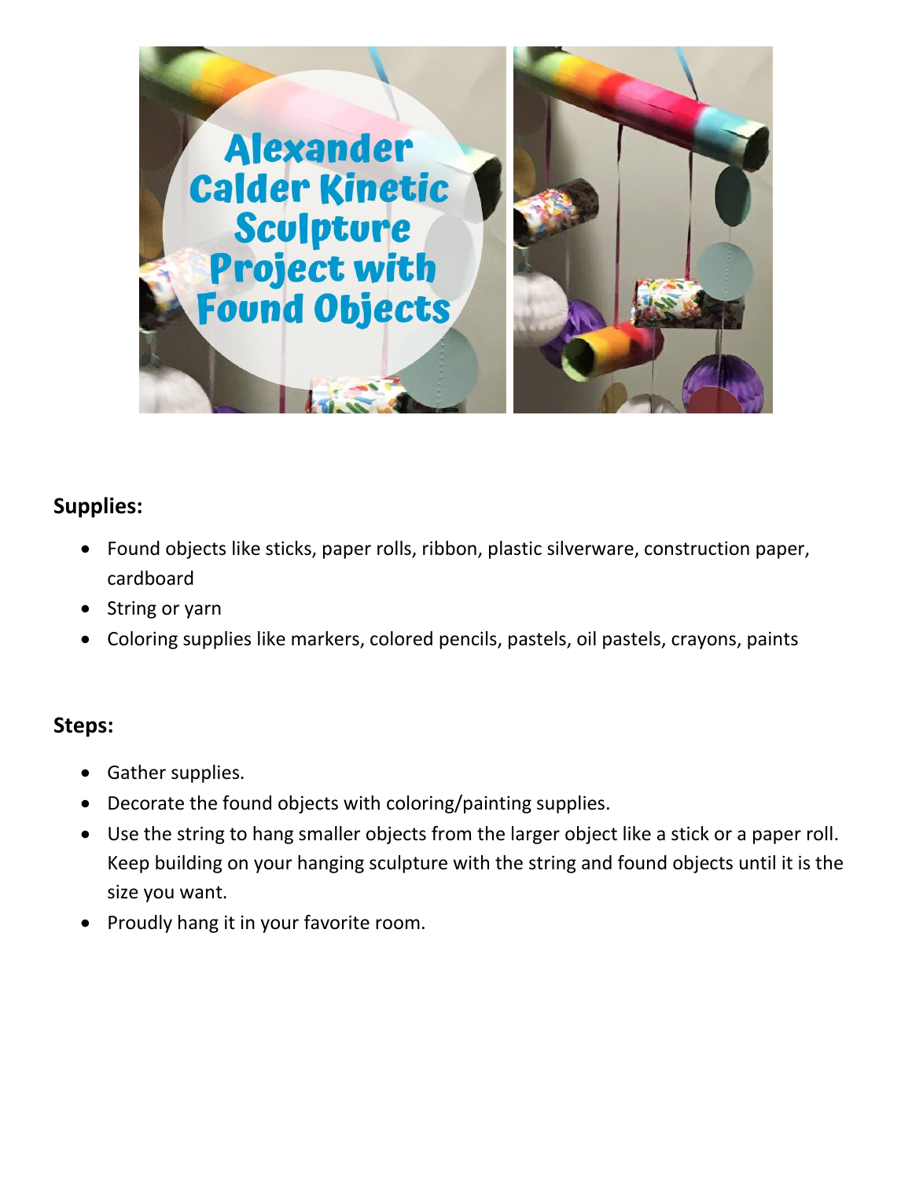## Supplies:

- Found objects like sticks, paper rolls, ribbon, plastic silverware, construction paper, cardboard
- String or yarn
- Coloring supplies like markers, colored pencils, pastels, oil pastels, crayons, paints

## Steps:

- Gather supplies.
- Decorate the found objects with coloring/painting supplies.
- Use the string to hang smaller objects from the larger object like a stick or a paper roll. Keep building on your hanging sculpture with the string and found objects until it is the size you want.
- Proudly hang it in your favorite room.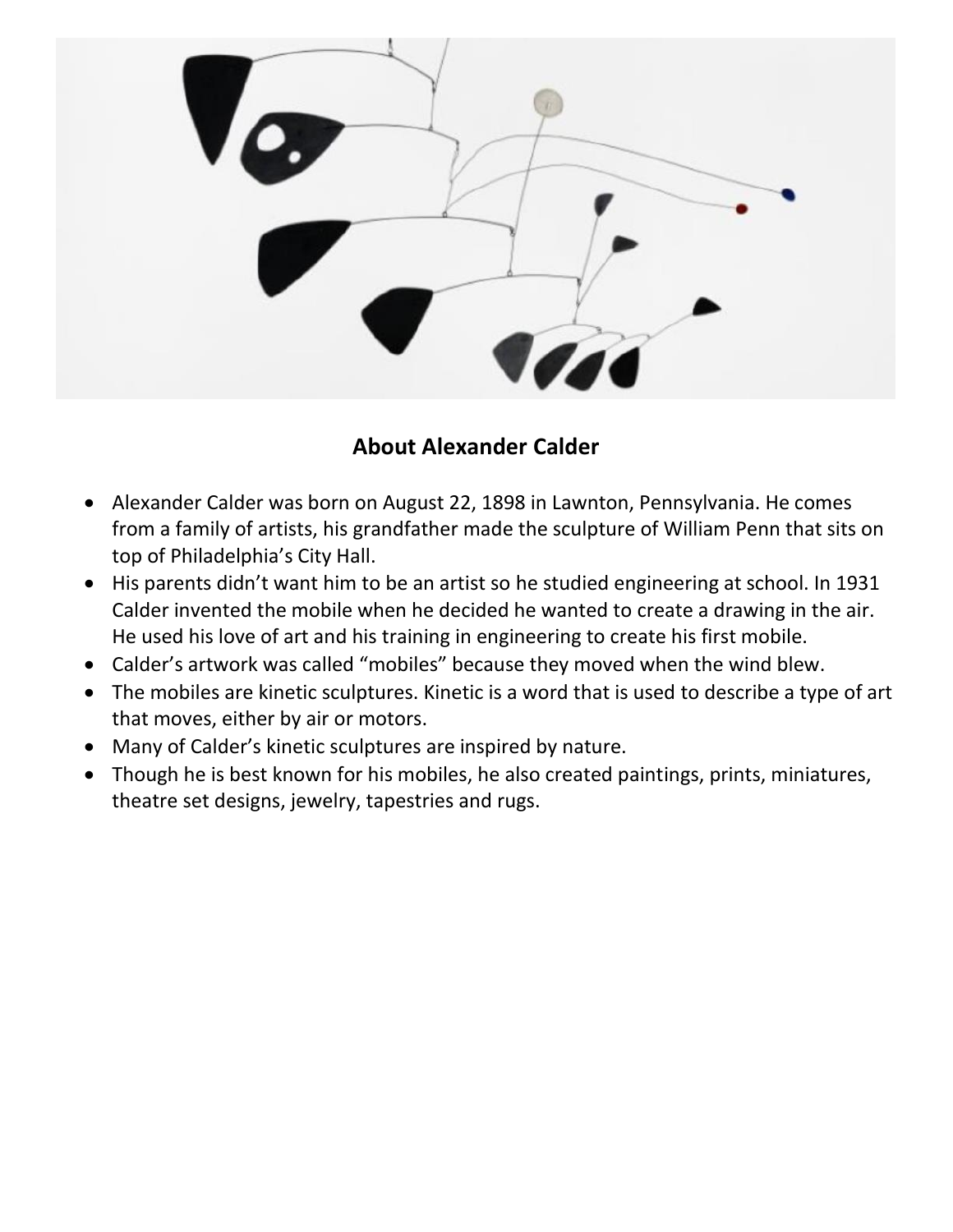## About Alexander Calder

- Alexander Calder was born on August 22, 1898 in Lawnton, Pennsylvania. He comes from a family of artists, his grandfather made the sculpture of William Penn that sits on top of Philadelphia's City Hall.
- His parents didn't want him to be an artist so he studied engineering at school. In 1931 Calder invented the mobile when he decided he wanted to create a drawing in the air. He used his love of art and his training in engineering to create his first mobile.
- Calder's artwork was called "mobiles" because they moved when the wind blew.
- The mobiles are kinetic sculptures. Kinetic is a word that is used to describe a type of art that moves, either by air or motors.
- Many of Calder's kinetic sculptures are inspired by nature.
- Though he is best known for his mobiles, he also created paintings, prints, miniatures, theatre set designs, jewelry, tapestries and rugs.